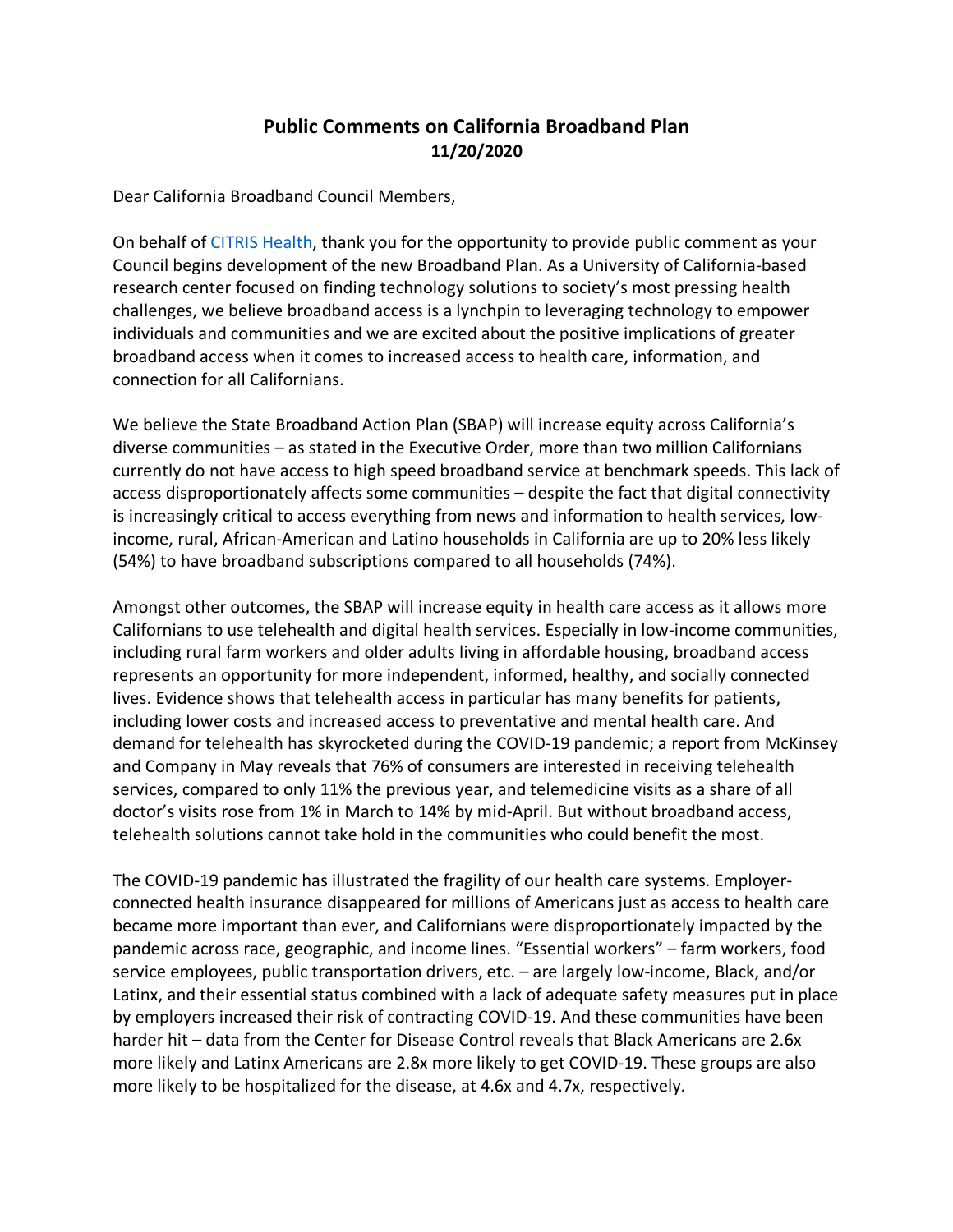# Public Comments on California Broadband Plan

**11/20/2020**

Dear California Broadband Council Members,

On behalf of CITRIS Health, thank you for the opportunity to provide public comment as your Council begins development of the new Broadband Plan. As a University of California-based research center focused on finding technology solutions to society's most pressing health challenges, we believe broadband access is a lynchpin to leveraging technology to empower individuals and communities and we are excited about the positive implications of greater broadband access when it comes to increased access to health care, information, and connection for all Californians.

We believe the State Broadband Action Plan (SBAP) will increase equity across California's diverse communities – as stated in the Executive Order, more than two million Californians currently do not have access to high speed broadband service at benchmark speeds. This lack of access disproportionately affects some communities – despite the fact that digital connectivity is increasingly critical to access everything from news and information to health services, low-income, rural, African-American and Latino households in California are up to 20% less likely (54%) to have broadband subscriptions compared to all households (74%).

Amongst other outcomes, the SBAP will increase equity in health care access as it allows more Californians to use telehealth and digital health services. Especially in low-income communities, including rural farm workers and older adults living in affordable housing, broadband access represents an opportunity for more independent, informed, healthy, and socially connected lives. Evidence shows that telehealth access in particular has many benefits for patients, including lower costs and increased access to preventative and mental health care. And demand for telehealth has skyrocketed during the COVID-19 pandemic; a report from McKinsey and Company in May reveals that 76% of consumers are interested in receiving telehealth services, compared to only 11% the previous year, and telemedicine visits as a share of all doctor's visits rose from 1% in March to 14% by mid-April. But without broadband access, telehealth solutions cannot take hold in the communities who could benefit the most.

The COVID-19 pandemic has illustrated the fragility of our health care systems. Employer-connected health insurance disappeared for millions of Americans just as access to health care became more important than ever, and Californians were disproportionately impacted by the pandemic across race, geographic, and income lines. "Essential workers" – farm workers, food service employees, public transportation drivers, etc. – are largely low-income, Black, and/or Latinx, and their essential status combined with a lack of adequate safety measures put in place by employers increased their risk of contracting COVID-19. And these communities have been harder hit – data from the Center for Disease Control reveals that Black Americans are 2.6x more likely and Latinx Americans are 2.8x more likely to get COVID-19. These groups are also more likely to be hospitalized for the disease, at 4.6x and 4.7x, respectively.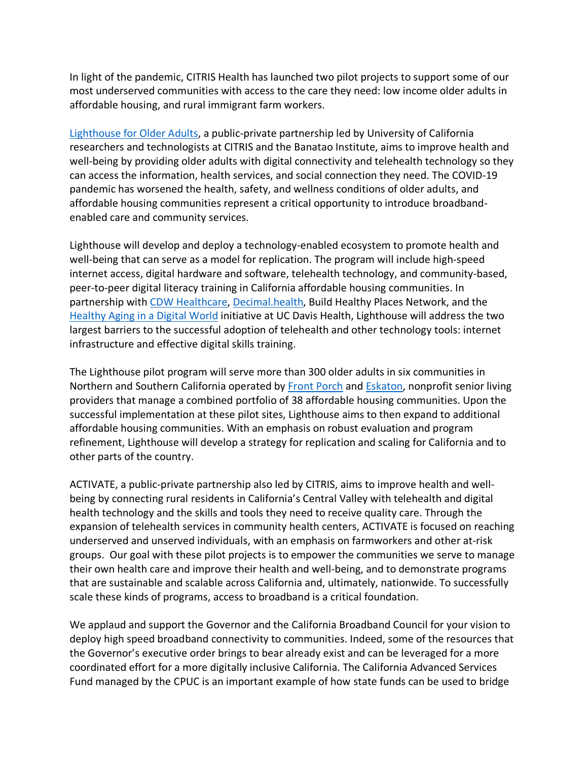In light of the pandemic, CITRIS Health has launched two pilot projects to support some of our most underserved communities with access to the care they need: low income older adults in affordable housing, and rural immigrant farm workers.

Lighthouse for Older Adults, a public-private partnership led by University of California researchers and technologists at CITRIS and the Banatao Institute, aims to improve health and well-being by providing older adults with digital connectivity and telehealth technology so they can access the information, health services, and social connection they need. The COVID-19 pandemic has worsened the health, safety, and wellness conditions of older adults, and affordable housing communities represent a critical opportunity to introduce broadband-enabled care and community services.

Lighthouse will develop and deploy a technology-enabled ecosystem to promote health and well-being that can serve as a model for replication. The program will include high-speed internet access, digital hardware and software, telehealth technology, and community-based, peer-to-peer digital literacy training in California affordable housing communities. In partnership with CDW Healthcare, Decimal.health, Build Healthy Places Network, and the Healthy Aging in a Digital World initiative at UC Davis Health, Lighthouse will address the two largest barriers to the successful adoption of telehealth and other technology tools: internet infrastructure and effective digital skills training.

The Lighthouse pilot program will serve more than 300 older adults in six communities in Northern and Southern California operated by Front Porch and Eskaton, nonprofit senior living providers that manage a combined portfolio of 38 affordable housing communities. Upon the successful implementation at these pilot sites, Lighthouse aims to then expand to additional affordable housing communities. With an emphasis on robust evaluation and program refinement, Lighthouse will develop a strategy for replication and scaling for California and to other parts of the country.

ACTIVATE, a public-private partnership also led by CITRIS, aims to improve health and well-being by connecting rural residents in California's Central Valley with telehealth and digital health technology and the skills and tools they need to receive quality care. Through the expansion of telehealth services in community health centers, ACTIVATE is focused on reaching underserved and unserved individuals, with an emphasis on farmworkers and other at-risk groups. Our goal with these pilot projects is to empower the communities we serve to manage their own health care and improve their health and well-being, and to demonstrate programs that are sustainable and scalable across California and, ultimately, nationwide. To successfully scale these kinds of programs, access to broadband is a critical foundation.

We applaud and support the Governor and the California Broadband Council for your vision to deploy high speed broadband connectivity to communities. Indeed, some of the resources that the Governor's executive order brings to bear already exist and can be leveraged for a more coordinated effort for a more digitally inclusive California. The California Advanced Services Fund managed by the CPUC is an important example of how state funds can be used to bridge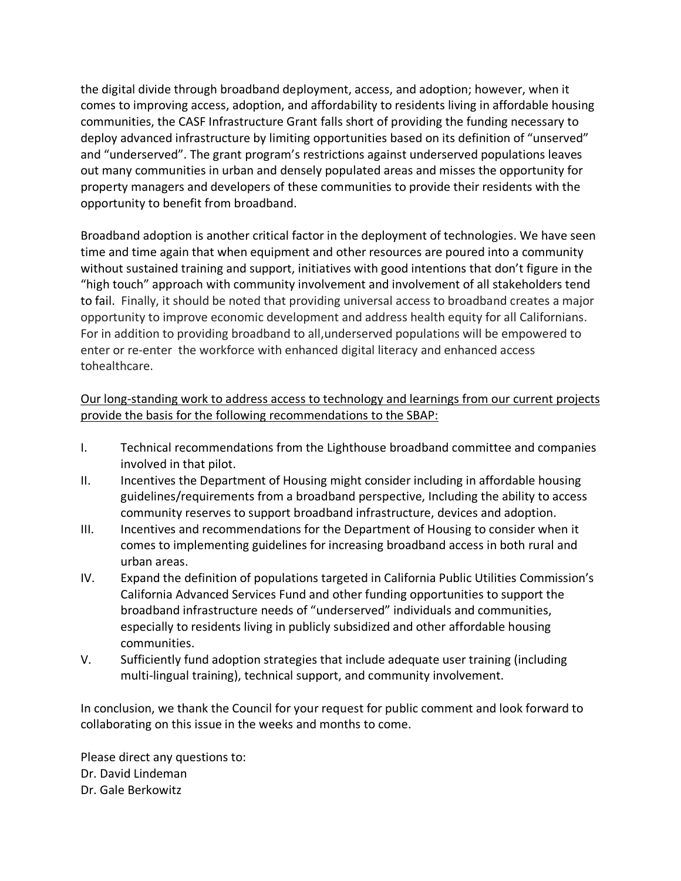the digital divide through broadband deployment, access, and adoption; however, when it comes to improving access, adoption, and affordability to residents living in affordable housing communities, the CASF Infrastructure Grant falls short of providing the funding necessary to deploy advanced infrastructure by limiting opportunities based on its definition of "unserved" and "underserved". The grant program's restrictions against underserved populations leaves out many communities in urban and densely populated areas and misses the opportunity for property managers and developers of these communities to provide their residents with the opportunity to benefit from broadband.

Broadband adoption is another critical factor in the deployment of technologies. We have seen time and time again that when equipment and other resources are poured into a community without sustained training and support, initiatives with good intentions that don't figure in the "high touch" approach with community involvement and involvement of all stakeholders tend to fail. Finally, it should be noted that providing universal access to broadband creates a major opportunity to improve economic development and address health equity for all Californians. For in addition to providing broadband to all,underserved populations will be empowered to enter or re-enter the workforce with enhanced digital literacy and enhanced access tohealthcare.

<u>Our long-standing work to address access to technology and learnings from our current projects provide the basis for the following recommendations to the SBAP:</u>

I. Technical recommendations from the Lighthouse broadband committee and companies involved in that pilot.

II. Incentives the Department of Housing might consider including in affordable housing guidelines/requirements from a broadband perspective, Including the ability to access community reserves to support broadband infrastructure, devices and adoption.

III. Incentives and recommendations for the Department of Housing to consider when it comes to implementing guidelines for increasing broadband access in both rural and urban areas.

IV. Expand the definition of populations targeted in California Public Utilities Commission's California Advanced Services Fund and other funding opportunities to support the broadband infrastructure needs of "underserved" individuals and communities, especially to residents living in publicly subsidized and other affordable housing communities.

V. Sufficiently fund adoption strategies that include adequate user training (including multi-lingual training), technical support, and community involvement.

In conclusion, we thank the Council for your request for public comment and look forward to collaborating on this issue in the weeks and months to come.

Please direct any questions to:
Dr. David Lindeman
Dr. Gale Berkowitz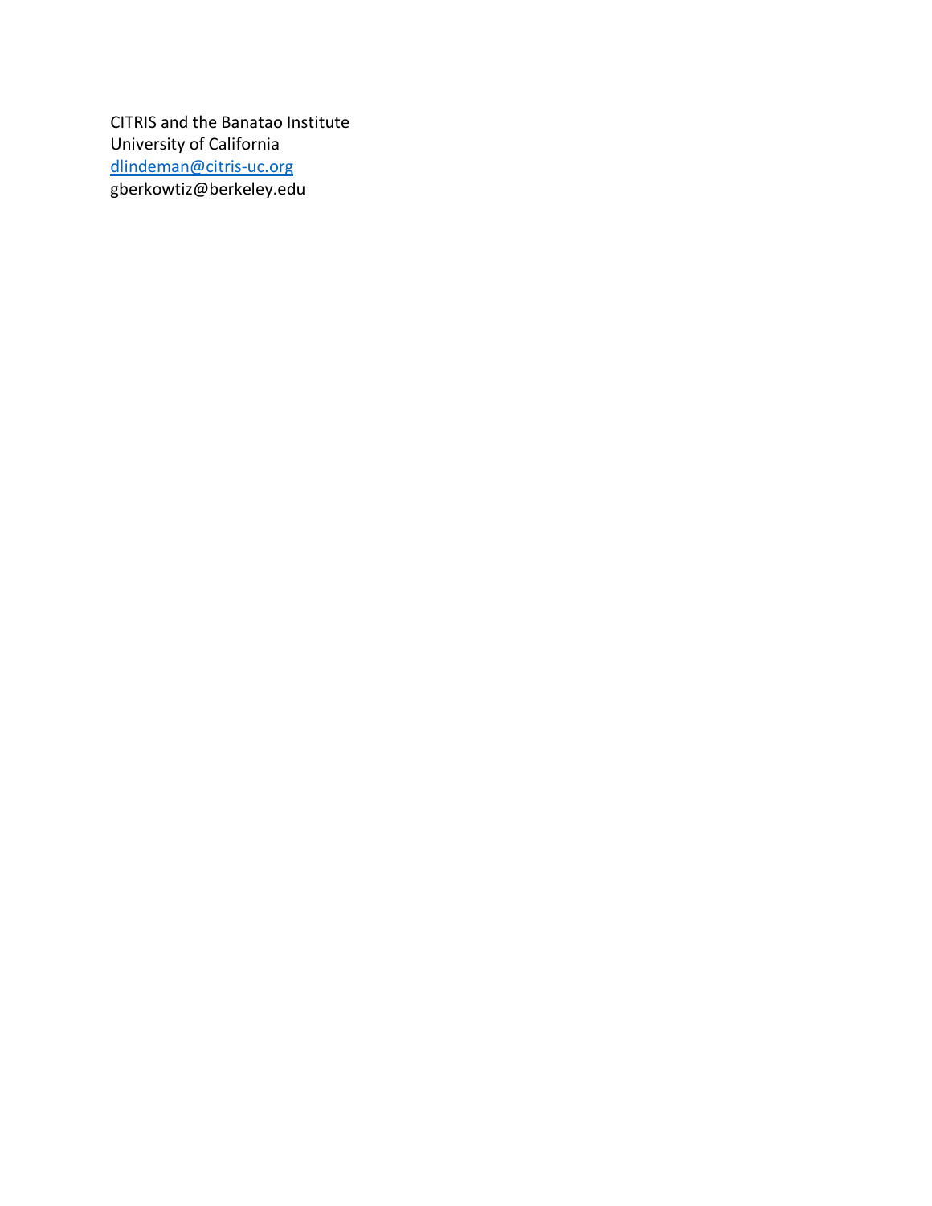CITRIS and the Banatao Institute
University of California
dlindeman@citris-uc.org
gberkowtiz@berkeley.edu